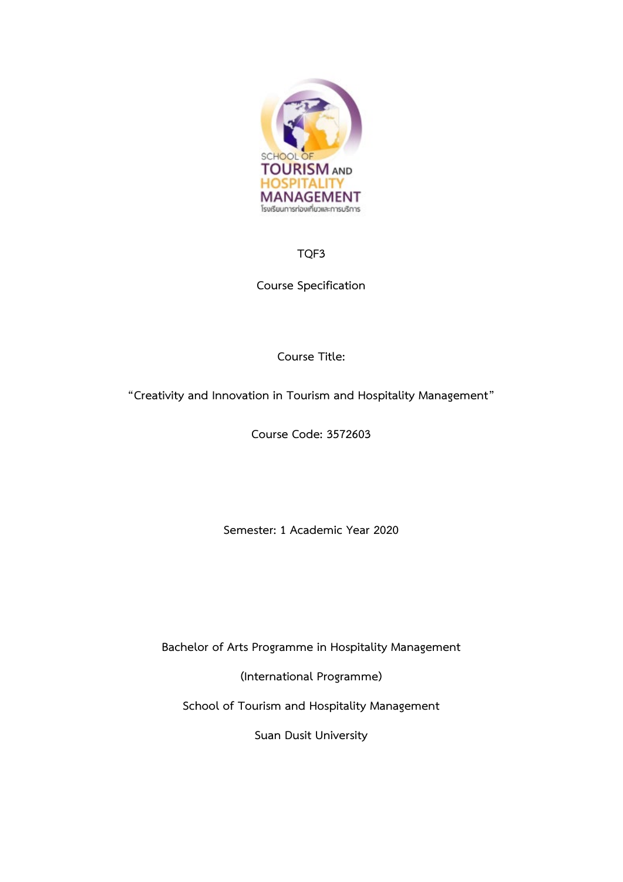TQF3

Course Specification

Course Title:

"Creativity and Innovation in Tourism and Hospitality Management"

Course Code: 3572603

Semester: 1 Academic Year 2020

Bachelor of Arts Programme in Hospitality Management

(International Programme)

School of Tourism and Hospitality Management

Suan Dusit University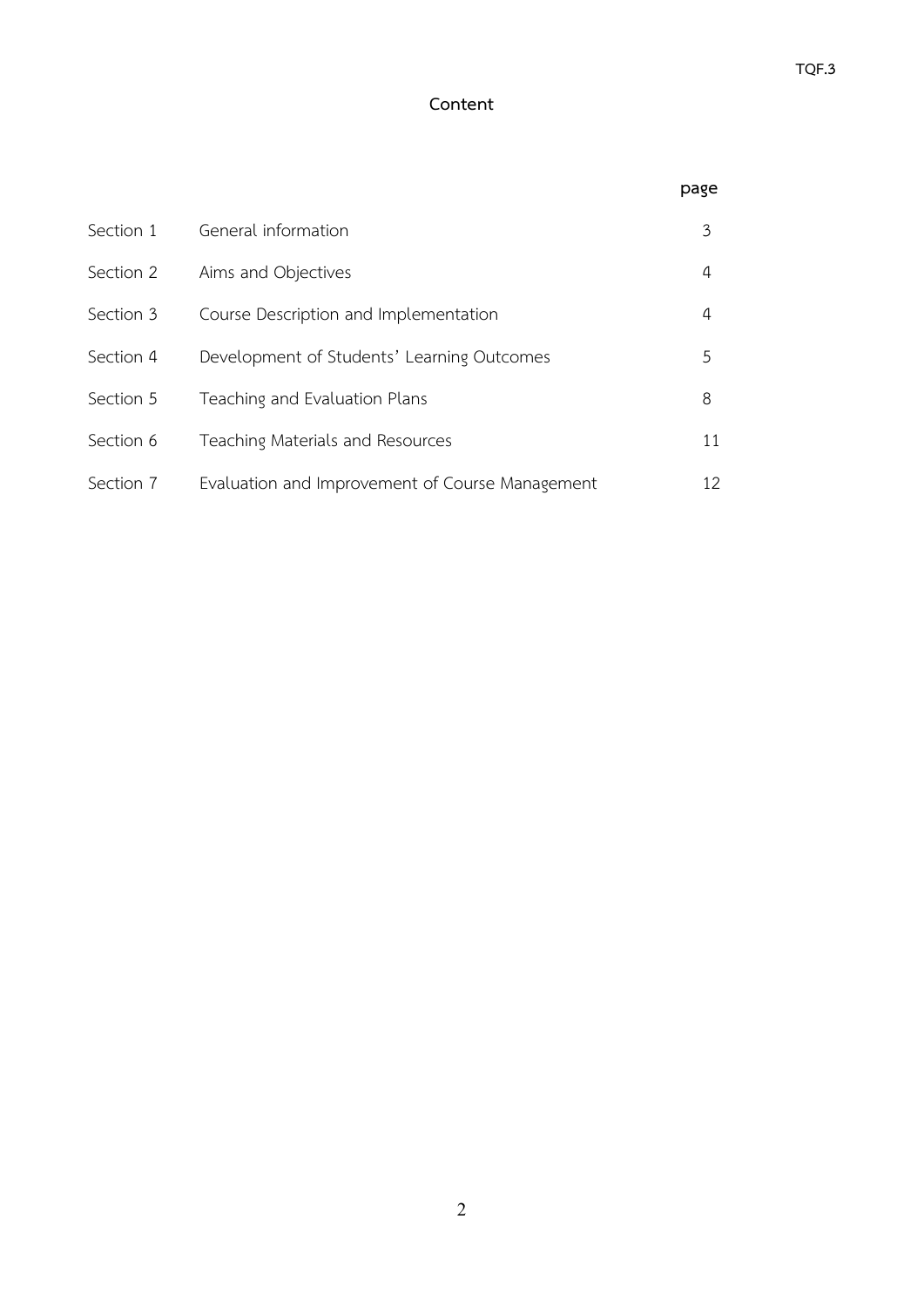# Content

| | | page |
|---|---|---|
| Section 1 | General information | 3 |
| Section 2 | Aims and Objectives | 4 |
| Section 3 | Course Description and Implementation | 4 |
| Section 4 | Development of Students' Learning Outcomes | 5 |
| Section 5 | Teaching and Evaluation Plans | 8 |
| Section 6 | Teaching Materials and Resources | 11 |
| Section 7 | Evaluation and Improvement of Course Management | 12 |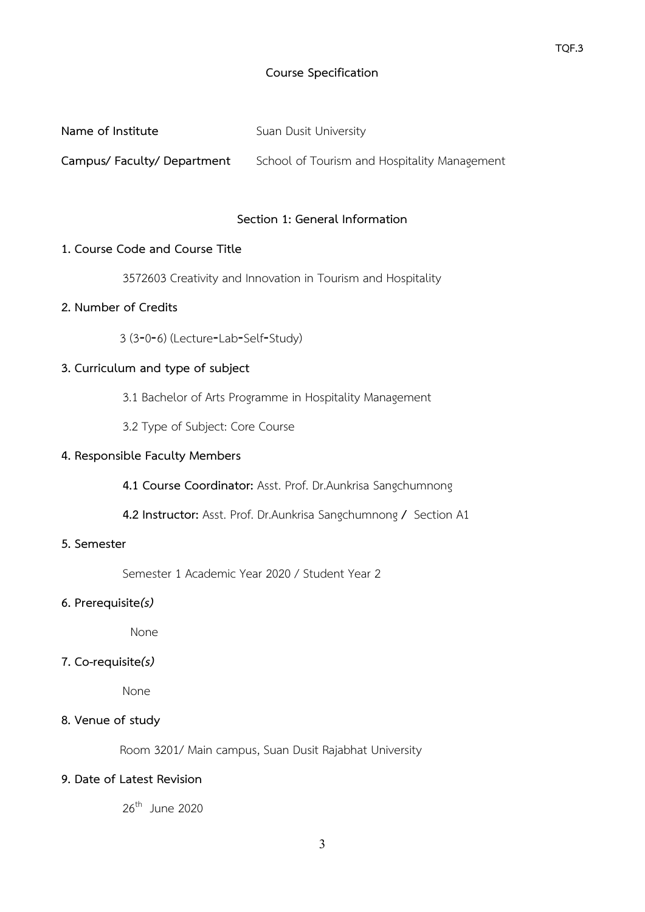TQF.3

# Course Specification

**Name of Institute** Suan Dusit University

**Campus/ Faculty/ Department** School of Tourism and Hospitality Management

## Section 1: General Information

**1. Course Code and Course Title**

3572603 Creativity and Innovation in Tourism and Hospitality

**2. Number of Credits**

3 (3-0-6) (Lecture-Lab-Self-Study)

**3. Curriculum and type of subject**

3.1 Bachelor of Arts Programme in Hospitality Management

3.2 Type of Subject: Core Course

**4. Responsible Faculty Members**

**4.1 Course Coordinator:** Asst. Prof. Dr.Aunkrisa Sangchumnong

**4.2 Instructor:** Asst. Prof. Dr.Aunkrisa Sangchumnong **/** Section A1

**5. Semester**

Semester 1 Academic Year 2020 / Student Year 2

**6. Prerequisite*(s)***

None

**7. Co-requisite*(s)***

None

**8. Venue of study**

Room 3201/ Main campus, Suan Dusit Rajabhat University

**9. Date of Latest Revision**

26th June 2020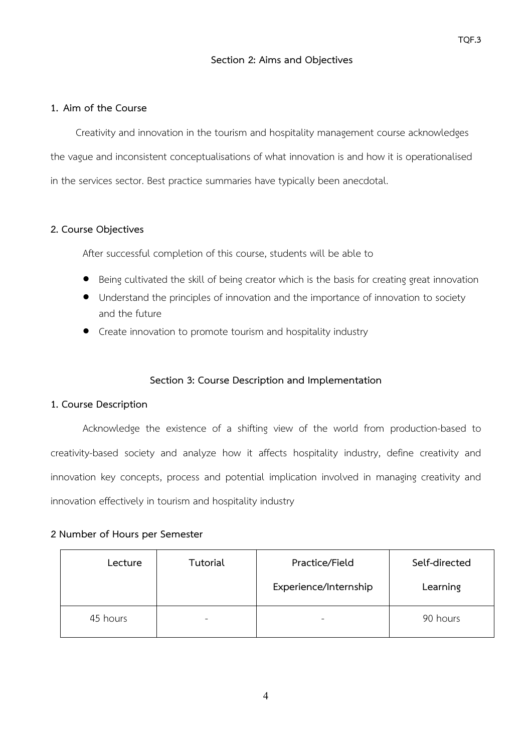## Section 2: Aims and Objectives

### 1. Aim of the Course

Creativity and innovation in the tourism and hospitality management course acknowledges the vague and inconsistent conceptualisations of what innovation is and how it is operationalised in the services sector. Best practice summaries have typically been anecdotal.

### 2. Course Objectives

After successful completion of this course, students will be able to

- Being cultivated the skill of being creator which is the basis for creating great innovation
- Understand the principles of innovation and the importance of innovation to society and the future
- Create innovation to promote tourism and hospitality industry

## Section 3: Course Description and Implementation

### 1. Course Description

Acknowledge the existence of a shifting view of the world from production-based to creativity-based society and analyze how it affects hospitality industry, define creativity and innovation key concepts, process and potential implication involved in managing creativity and innovation effectively in tourism and hospitality industry

### 2 Number of Hours per Semester

| Lecture | Tutorial | Practice/Field Experience/Internship | Self-directed Learning |
|---|---|---|---|
| 45 hours | - | - | 90 hours |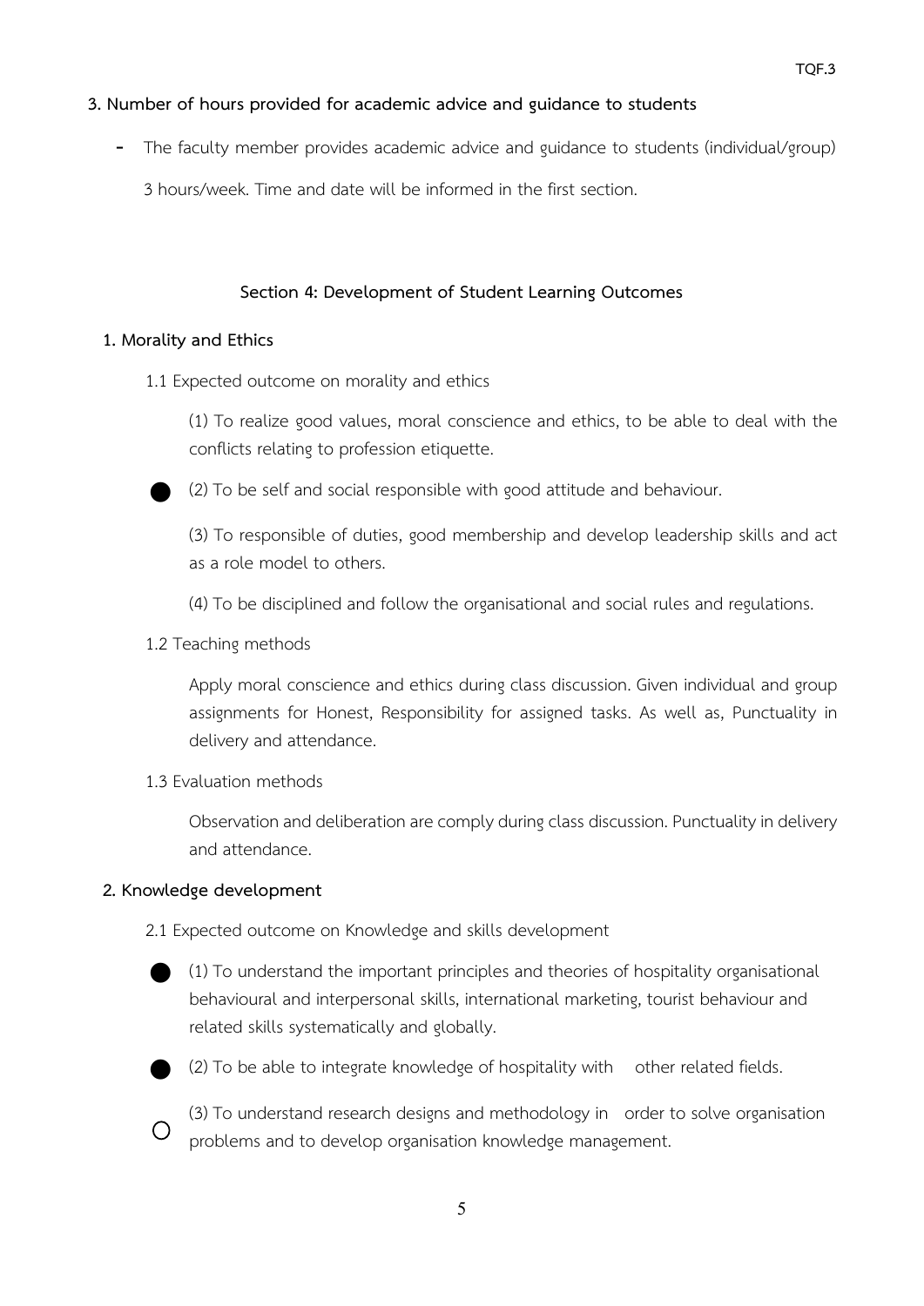**3. Number of hours provided for academic advice and guidance to students**

- The faculty member provides academic advice and guidance to students (individual/group) 3 hours/week. Time and date will be informed in the first section.

## Section 4: Development of Student Learning Outcomes

**1. Morality and Ethics**

1.1 Expected outcome on morality and ethics

(1) To realize good values, moral conscience and ethics, to be able to deal with the conflicts relating to profession etiquette.

● (2) To be self and social responsible with good attitude and behaviour.

(3) To responsible of duties, good membership and develop leadership skills and act as a role model to others.

(4) To be disciplined and follow the organisational and social rules and regulations.

1.2 Teaching methods

Apply moral conscience and ethics during class discussion. Given individual and group assignments for Honest, Responsibility for assigned tasks. As well as, Punctuality in delivery and attendance.

1.3 Evaluation methods

Observation and deliberation are comply during class discussion. Punctuality in delivery and attendance.

**2. Knowledge development**

2.1 Expected outcome on Knowledge and skills development

● (1) To understand the important principles and theories of hospitality organisational behavioural and interpersonal skills, international marketing, tourist behaviour and related skills systematically and globally.

● (2) To be able to integrate knowledge of hospitality with other related fields.

○ (3) To understand research designs and methodology in order to solve organisation problems and to develop organisation knowledge management.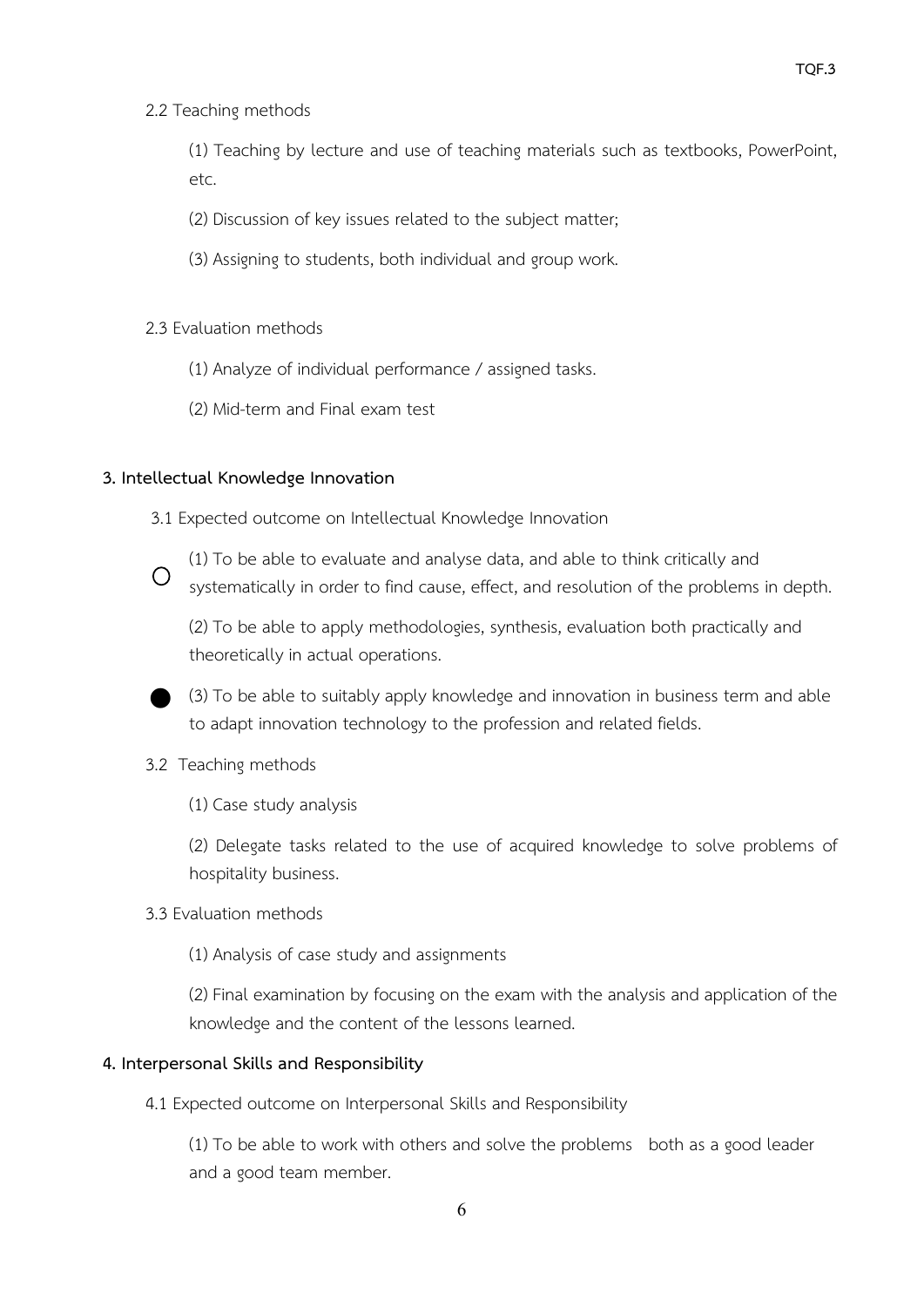2.2 Teaching methods

(1) Teaching by lecture and use of teaching materials such as textbooks, PowerPoint, etc.

(2) Discussion of key issues related to the subject matter;

(3) Assigning to students, both individual and group work.

2.3 Evaluation methods

(1) Analyze of individual performance / assigned tasks.

(2) Mid-term and Final exam test

**3. Intellectual Knowledge Innovation**

3.1 Expected outcome on Intellectual Knowledge Innovation

○ (1) To be able to evaluate and analyse data, and able to think critically and systematically in order to find cause, effect, and resolution of the problems in depth.

(2) To be able to apply methodologies, synthesis, evaluation both practically and theoretically in actual operations.

● (3) To be able to suitably apply knowledge and innovation in business term and able to adapt innovation technology to the profession and related fields.

3.2 Teaching methods

(1) Case study analysis

(2) Delegate tasks related to the use of acquired knowledge to solve problems of hospitality business.

3.3 Evaluation methods

(1) Analysis of case study and assignments

(2) Final examination by focusing on the exam with the analysis and application of the knowledge and the content of the lessons learned.

**4. Interpersonal Skills and Responsibility**

4.1 Expected outcome on Interpersonal Skills and Responsibility

(1) To be able to work with others and solve the problems both as a good leader and a good team member.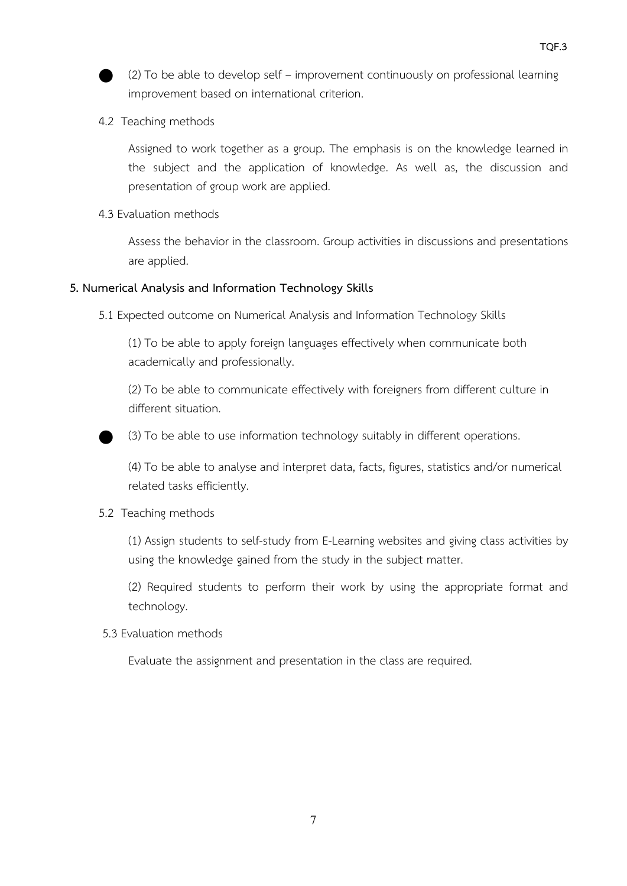● (2) To be able to develop self – improvement continuously on professional learning improvement based on international criterion.

4.2 Teaching methods

Assigned to work together as a group. The emphasis is on the knowledge learned in the subject and the application of knowledge. As well as, the discussion and presentation of group work are applied.

4.3 Evaluation methods

Assess the behavior in the classroom. Group activities in discussions and presentations are applied.

**5. Numerical Analysis and Information Technology Skills**

5.1 Expected outcome on Numerical Analysis and Information Technology Skills

(1) To be able to apply foreign languages effectively when communicate both academically and professionally.

(2) To be able to communicate effectively with foreigners from different culture in different situation.

● (3) To be able to use information technology suitably in different operations.

(4) To be able to analyse and interpret data, facts, figures, statistics and/or numerical related tasks efficiently.

5.2 Teaching methods

(1) Assign students to self-study from E-Learning websites and giving class activities by using the knowledge gained from the study in the subject matter.

(2) Required students to perform their work by using the appropriate format and technology.

5.3 Evaluation methods

Evaluate the assignment and presentation in the class are required.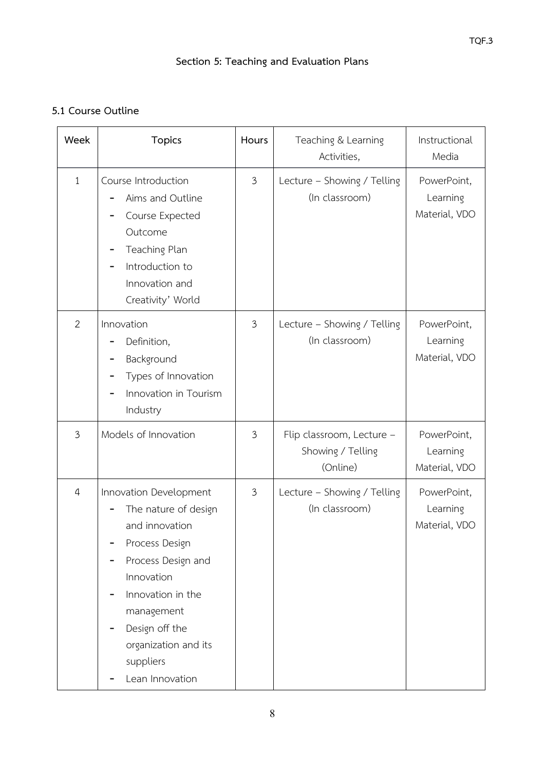## Section 5: Teaching and Evaluation Plans

### 5.1 Course Outline

| Week | Topics | Hours | Teaching & Learning Activities, | Instructional Media |
|---|---|---|---|---|
| 1 | Course Introduction<br>- Aims and Outline<br>- Course Expected Outcome<br>- Teaching Plan<br>- Introduction to Innovation and Creativity' World | 3 | Lecture – Showing / Telling (In classroom) | PowerPoint, Learning Material, VDO |
| 2 | Innovation<br>- Definition,<br>- Background<br>- Types of Innovation<br>- Innovation in Tourism Industry | 3 | Lecture – Showing / Telling (In classroom) | PowerPoint, Learning Material, VDO |
| 3 | Models of Innovation | 3 | Flip classroom, Lecture – Showing / Telling (Online) | PowerPoint, Learning Material, VDO |
| 4 | Innovation Development<br>- The nature of design and innovation<br>- Process Design<br>- Process Design and Innovation<br>- Innovation in the management<br>- Design off the organization and its suppliers<br>- Lean Innovation | 3 | Lecture – Showing / Telling (In classroom) | PowerPoint, Learning Material, VDO |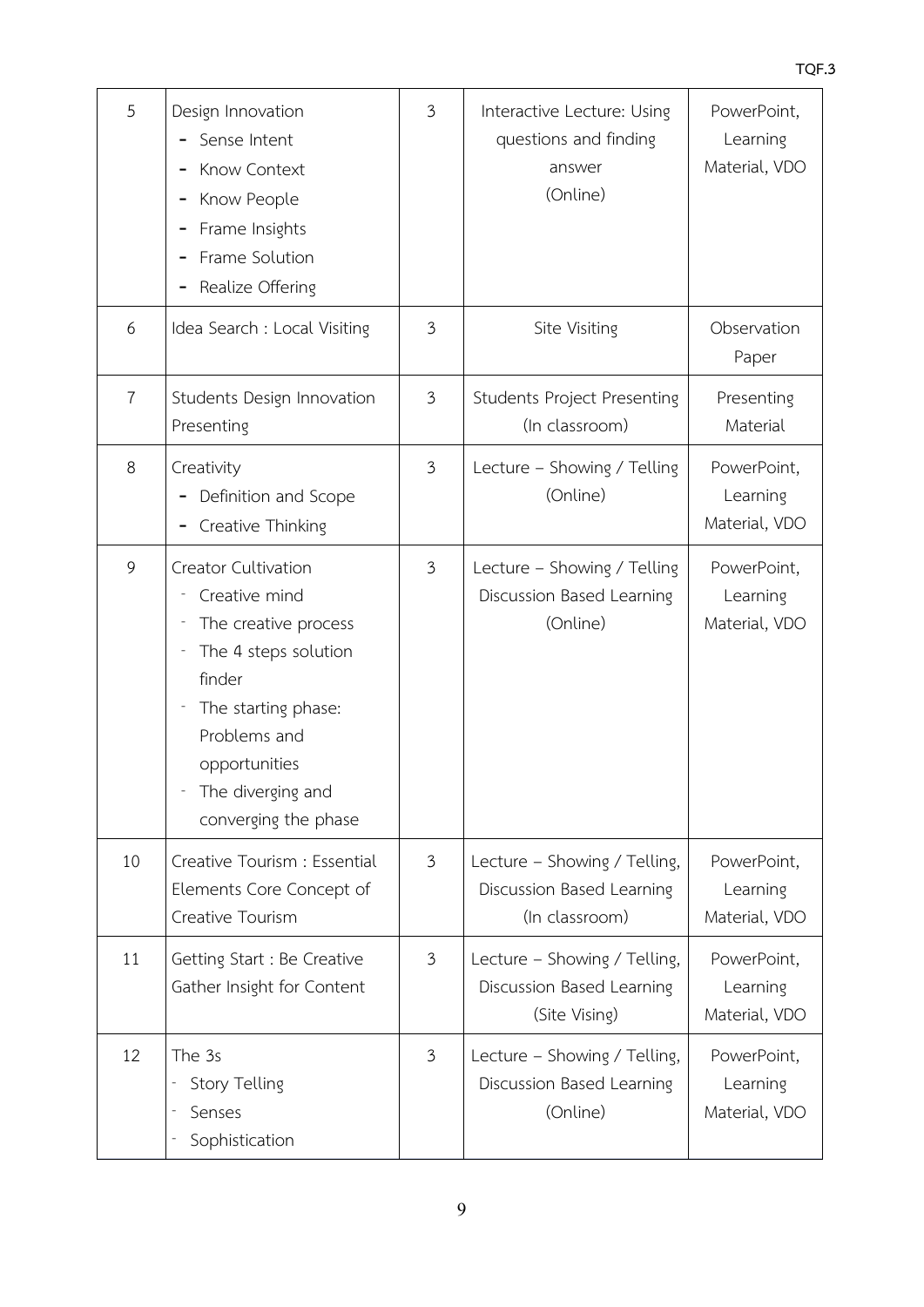| 5 | Design Innovation<br>- Sense Intent<br>- Know Context<br>- Know People<br>- Frame Insights<br>- Frame Solution<br>- Realize Offering | 3 | Interactive Lecture: Using questions and finding answer<br>(Online) | PowerPoint, Learning Material, VDO |
|---|---|---|---|---|
| 6 | Idea Search : Local Visiting | 3 | Site Visiting | Observation Paper |
| 7 | Students Design Innovation Presenting | 3 | Students Project Presenting<br>(In classroom) | Presenting Material |
| 8 | Creativity<br>- Definition and Scope<br>- Creative Thinking | 3 | Lecture – Showing / Telling<br>(Online) | PowerPoint, Learning Material, VDO |
| 9 | Creator Cultivation<br>- Creative mind<br>- The creative process<br>- The 4 steps solution finder<br>- The starting phase: Problems and opportunities<br>- The diverging and converging the phase | 3 | Lecture – Showing / Telling<br>Discussion Based Learning<br>(Online) | PowerPoint, Learning Material, VDO |
| 10 | Creative Tourism : Essential Elements Core Concept of Creative Tourism | 3 | Lecture – Showing / Telling, Discussion Based Learning<br>(In classroom) | PowerPoint, Learning Material, VDO |
| 11 | Getting Start : Be Creative Gather Insight for Content | 3 | Lecture – Showing / Telling, Discussion Based Learning<br>(Site Vising) | PowerPoint, Learning Material, VDO |
| 12 | The 3s<br>- Story Telling<br>- Senses<br>- Sophistication | 3 | Lecture – Showing / Telling, Discussion Based Learning<br>(Online) | PowerPoint, Learning Material, VDO |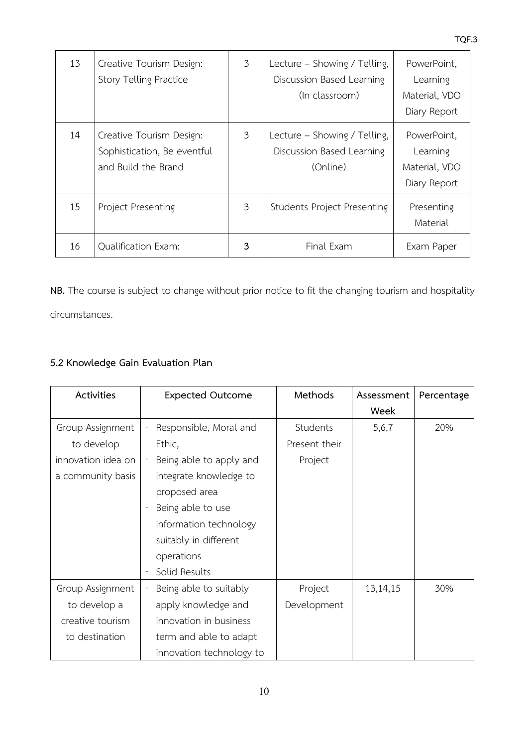| 13 | Creative Tourism Design: Story Telling Practice | 3 | Lecture – Showing / Telling, Discussion Based Learning (In classroom) | PowerPoint, Learning Material, VDO Diary Report |
|---|---|---|---|---|
| 14 | Creative Tourism Design: Sophistication, Be eventful and Build the Brand | 3 | Lecture – Showing / Telling, Discussion Based Learning (Online) | PowerPoint, Learning Material, VDO Diary Report |
| 15 | Project Presenting | 3 | Students Project Presenting | Presenting Material |
| 16 | Qualification Exam: | **3** | Final Exam | Exam Paper |

**NB.** The course is subject to change without prior notice to fit the changing tourism and hospitality circumstances.

### 5.2 Knowledge Gain Evaluation Plan

| Activities | Expected Outcome | Methods | Assessment Week | Percentage |
|---|---|---|---|---|
| Group Assignment to develop innovation idea on a community basis | - Responsible, Moral and Ethic,<br>- Being able to apply and integrate knowledge to proposed area<br>- Being able to use information technology suitably in different operations<br>- Solid Results | Students Present their Project | 5,6,7 | 20% |
| Group Assignment to develop a creative tourism to destination | - Being able to suitably apply knowledge and innovation in business term and able to adapt innovation technology to | Project Development | 13,14,15 | 30% |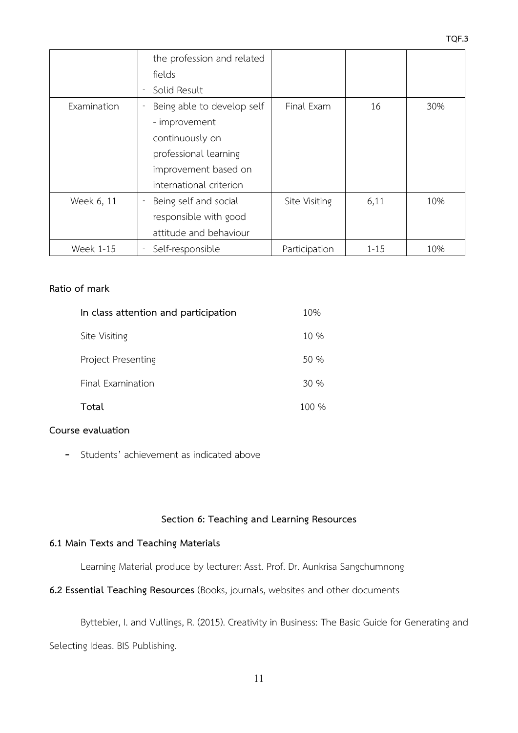| | - the profession and related fields<br>- Solid Result | | | |
|---|---|---|---|---|
| Examination | - Being able to develop self - improvement continuously on professional learning improvement based on international criterion | Final Exam | 16 | 30% |
| Week 6, 11 | - Being self and social responsible with good attitude and behaviour | Site Visiting | 6,11 | 10% |
| Week 1-15 | - Self-responsible | Participation | 1-15 | 10% |

**Ratio of mark**

| | |
|---|---|
| **In class attention and participation** | 10% |
| Site Visiting | 10 % |
| Project Presenting | 50 % |
| Final Examination | 30 % |
| **Total** | 100 % |

**Course evaluation**

- Students' achievement as indicated above

## Section 6: Teaching and Learning Resources

**6.1 Main Texts and Teaching Materials**

Learning Material produce by lecturer: Asst. Prof. Dr. Aunkrisa Sangchumnong

**6.2 Essential Teaching Resources** (Books, journals, websites and other documents

Byttebier, I. and Vullings, R. (2015). Creativity in Business: The Basic Guide for Generating and Selecting Ideas. BIS Publishing.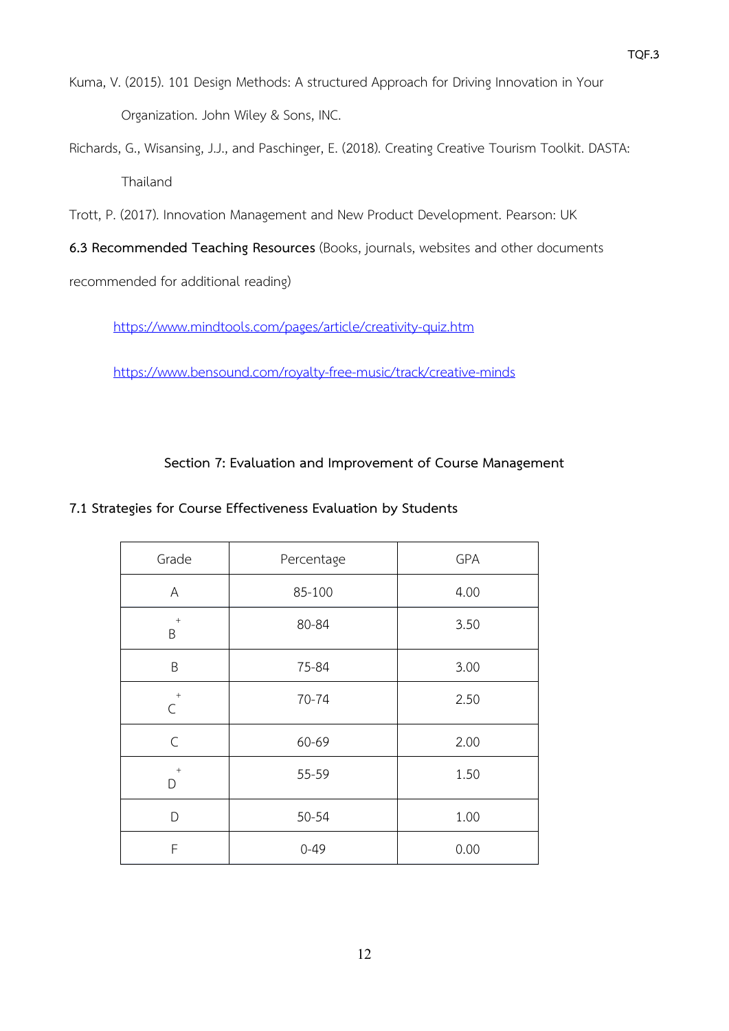Kuma, V. (2015). 101 Design Methods: A structured Approach for Driving Innovation in Your Organization. John Wiley & Sons, INC.

Richards, G., Wisansing, J.J., and Paschinger, E. (2018). Creating Creative Tourism Toolkit. DASTA: Thailand

Trott, P. (2017). Innovation Management and New Product Development. Pearson: UK

**6.3 Recommended Teaching Resources** (Books, journals, websites and other documents recommended for additional reading)

https://www.mindtools.com/pages/article/creativity-quiz.htm

https://www.bensound.com/royalty-free-music/track/creative-minds

## Section 7: Evaluation and Improvement of Course Management

### 7.1 Strategies for Course Effectiveness Evaluation by Students

| Grade | Percentage | GPA |
|---|---|---|
| A | 85-100 | 4.00 |
| B+ | 80-84 | 3.50 |
| B | 75-84 | 3.00 |
| C+ | 70-74 | 2.50 |
| C | 60-69 | 2.00 |
| D+ | 55-59 | 1.50 |
| D | 50-54 | 1.00 |
| F | 0-49 | 0.00 |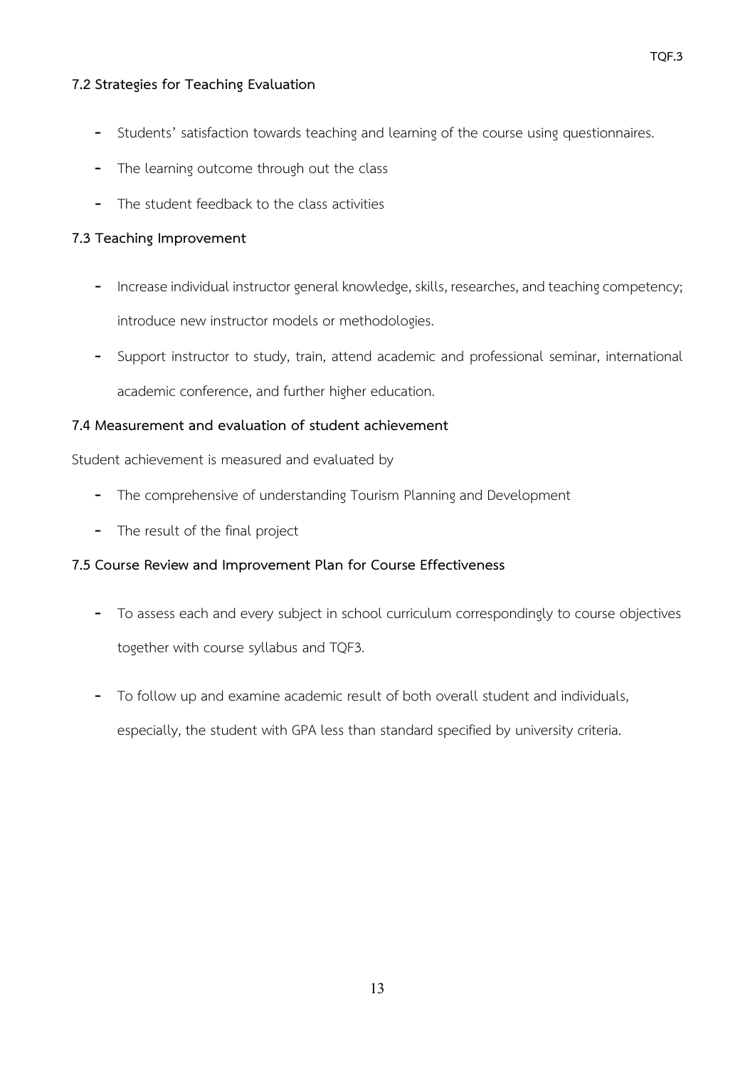### 7.2 Strategies for Teaching Evaluation

- Students' satisfaction towards teaching and learning of the course using questionnaires.
- The learning outcome through out the class
- The student feedback to the class activities

### 7.3 Teaching Improvement

- Increase individual instructor general knowledge, skills, researches, and teaching competency; introduce new instructor models or methodologies.
- Support instructor to study, train, attend academic and professional seminar, international academic conference, and further higher education.

### 7.4 Measurement and evaluation of student achievement

Student achievement is measured and evaluated by

- The comprehensive of understanding Tourism Planning and Development
- The result of the final project

### 7.5 Course Review and Improvement Plan for Course Effectiveness

- To assess each and every subject in school curriculum correspondingly to course objectives together with course syllabus and TQF3.
- To follow up and examine academic result of both overall student and individuals, especially, the student with GPA less than standard specified by university criteria.